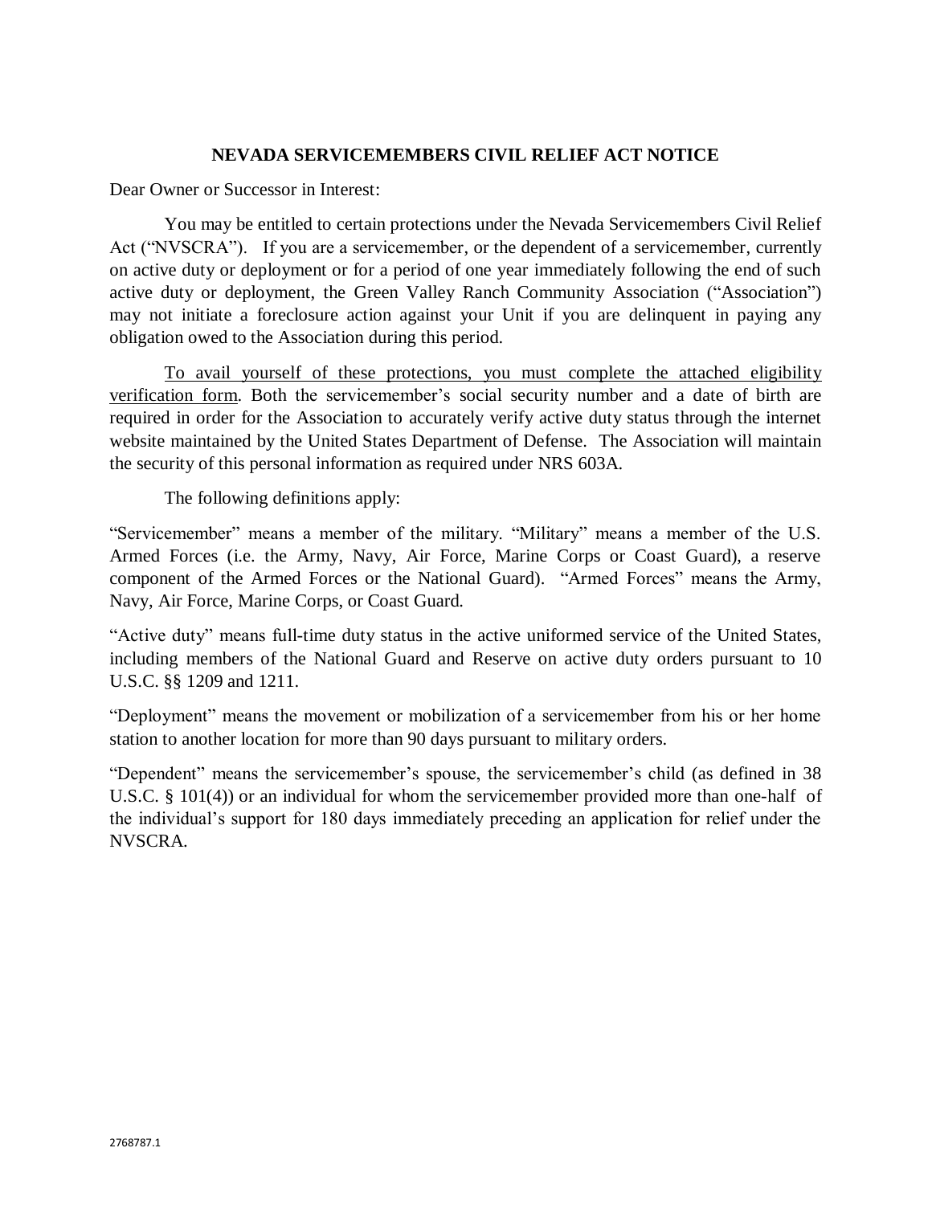# NEVADA SERVICEMEMBERS CIVIL RELIEF ACT NOTICE

Dear Owner or Successor in Interest:

You may be entitled to certain protections under the Nevada Servicemembers Civil Relief Act ("NVSCRA"). If you are a servicemember, or the dependent of a servicemember, currently on active duty or deployment or for a period of one year immediately following the end of such active duty or deployment, the Green Valley Ranch Community Association ("Association") may not initiate a foreclosure action against your Unit if you are delinquent in paying any obligation owed to the Association during this period.

<u>To avail yourself of these protections, you must complete the attached eligibility verification form</u>. Both the servicemember's social security number and a date of birth are required in order for the Association to accurately verify active duty status through the internet website maintained by the United States Department of Defense. The Association will maintain the security of this personal information as required under NRS 603A.

The following definitions apply:

"Servicemember" means a member of the military. "Military" means a member of the U.S. Armed Forces (i.e. the Army, Navy, Air Force, Marine Corps or Coast Guard), a reserve component of the Armed Forces or the National Guard). "Armed Forces" means the Army, Navy, Air Force, Marine Corps, or Coast Guard.

"Active duty" means full-time duty status in the active uniformed service of the United States, including members of the National Guard and Reserve on active duty orders pursuant to 10 U.S.C. §§ 1209 and 1211.

"Deployment" means the movement or mobilization of a servicemember from his or her home station to another location for more than 90 days pursuant to military orders.

"Dependent" means the servicemember's spouse, the servicemember's child (as defined in 38 U.S.C. § 101(4)) or an individual for whom the servicemember provided more than one-half of the individual's support for 180 days immediately preceding an application for relief under the NVSCRA.

2768787.1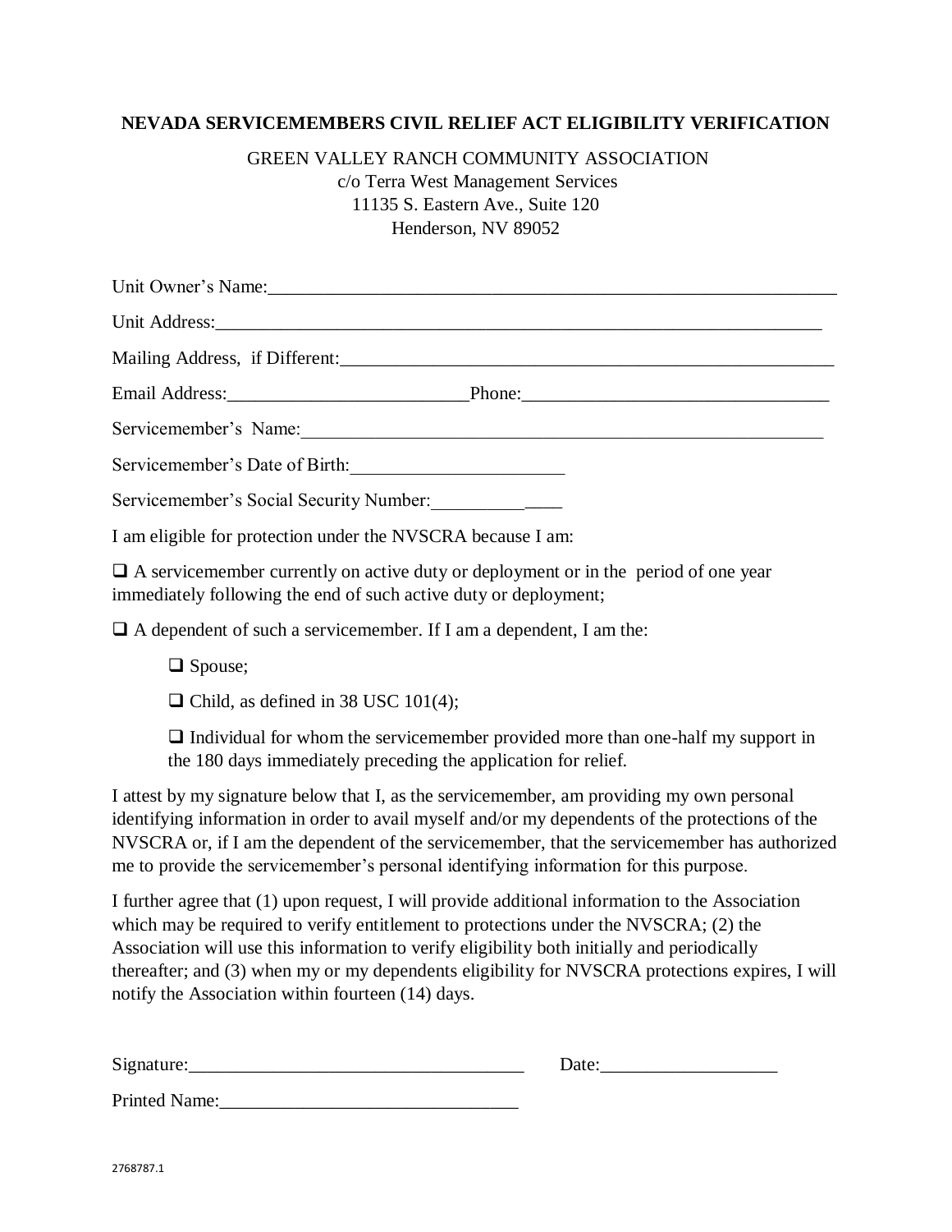## NEVADA SERVICEMEMBERS CIVIL RELIEF ACT ELIGIBILITY VERIFICATION

GREEN VALLEY RANCH COMMUNITY ASSOCIATION
c/o Terra West Management Services
11135 S. Eastern Ave., Suite 120
Henderson, NV 89052

Unit Owner's Name:_______________________________________________________________

Unit Address:_____________________________________________________________________

Mailing Address, if Different:_______________________________________________________

Email Address:_________________________Phone:________________________________

Servicemember's Name:____________________________________________________________

Servicemember's Date of Birth:_______________________

Servicemember's Social Security Number:______________

I am eligible for protection under the NVSCRA because I am:

❑ A servicemember currently on active duty or deployment or in the period of one year immediately following the end of such active duty or deployment;

❑ A dependent of such a servicemember. If I am a dependent, I am the:

- ❑ Spouse;
- ❑ Child, as defined in 38 USC 101(4);
- ❑ Individual for whom the servicemember provided more than one-half my support in the 180 days immediately preceding the application for relief.

I attest by my signature below that I, as the servicemember, am providing my own personal identifying information in order to avail myself and/or my dependents of the protections of the NVSCRA or, if I am the dependent of the servicemember, that the servicemember has authorized me to provide the servicemember's personal identifying information for this purpose.

I further agree that (1) upon request, I will provide additional information to the Association which may be required to verify entitlement to protections under the NVSCRA; (2) the Association will use this information to verify eligibility both initially and periodically thereafter; and (3) when my or my dependents eligibility for NVSCRA protections expires, I will notify the Association within fourteen (14) days.

Signature:____________________________________ Date:___________________

Printed Name:________________________________

2768787.1